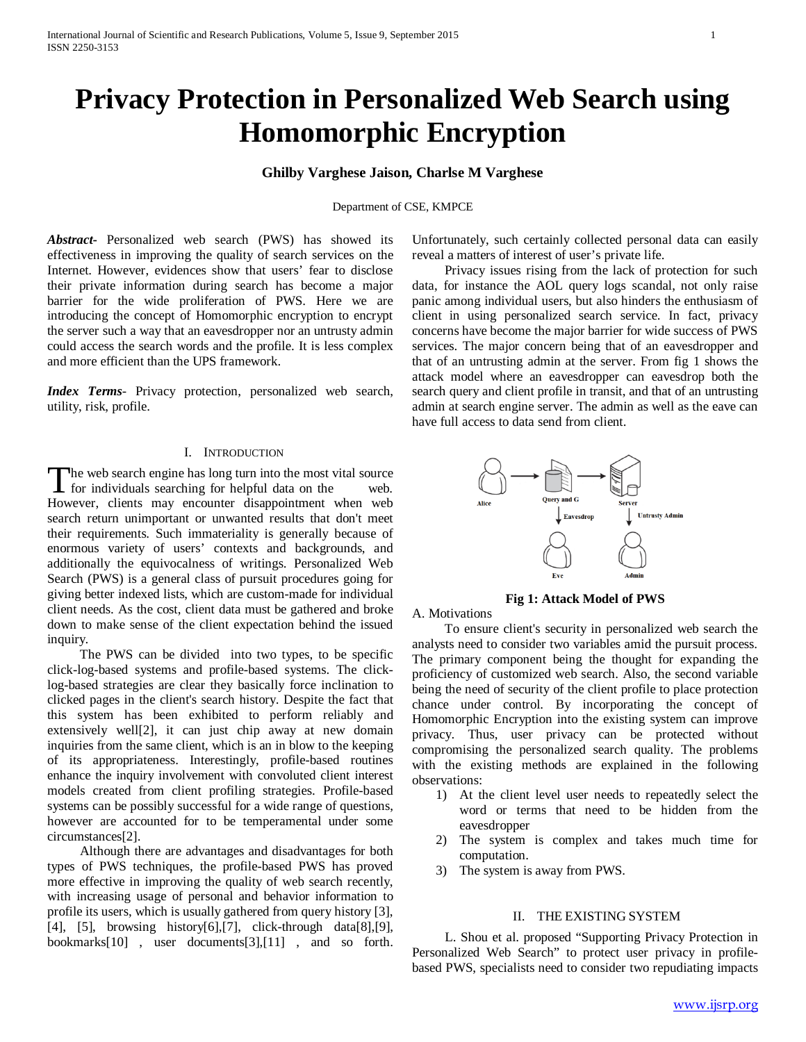# Privacy Protection in Personalized Web Search using Homomorphic Encryption

**Ghilby Varghese Jaison, Charlse M Varghese**

Department of CSE, KMPCE

***Abstract-*** Personalized web search (PWS) has showed its effectiveness in improving the quality of search services on the Internet. However, evidences show that users' fear to disclose their private information during search has become a major barrier for the wide proliferation of PWS. Here we are introducing the concept of Homomorphic encryption to encrypt the server such a way that an eavesdropper nor an untrusty admin could access the search words and the profile. It is less complex and more efficient than the UPS framework.

***Index Terms-*** Privacy protection, personalized web search, utility, risk, profile.

## I. Introduction

The web search engine has long turn into the most vital source for individuals searching for helpful data on the web. However, clients may encounter disappointment when web search return unimportant or unwanted results that don't meet their requirements. Such immateriality is generally because of enormous variety of users' contexts and backgrounds, and additionally the equivocalness of writings. Personalized Web Search (PWS) is a general class of pursuit procedures going for giving better indexed lists, which are custom-made for individual client needs. As the cost, client data must be gathered and broke down to make sense of the client expectation behind the issued inquiry.

The PWS can be divided into two types, to be specific click-log-based systems and profile-based systems. The click-log-based strategies are clear they basically force inclination to clicked pages in the client's search history. Despite the fact that this system has been exhibited to perform reliably and extensively well[2], it can just chip away at new domain inquiries from the same client, which is an in blow to the keeping of its appropriateness. Interestingly, profile-based routines enhance the inquiry involvement with convoluted client interest models created from client profiling strategies. Profile-based systems can be possibly successful for a wide range of questions, however are accounted for to be temperamental under some circumstances[2].

Although there are advantages and disadvantages for both types of PWS techniques, the profile-based PWS has proved more effective in improving the quality of web search recently, with increasing usage of personal and behavior information to profile its users, which is usually gathered from query history [3], [4], [5], browsing history[6],[7], click-through data[8],[9], bookmarks[10] , user documents[3],[11] , and so forth. Unfortunately, such certainly collected personal data can easily reveal a matters of interest of user's private life.

Privacy issues rising from the lack of protection for such data, for instance the AOL query logs scandal, not only raise panic among individual users, but also hinders the enthusiasm of client in using personalized search service. In fact, privacy concerns have become the major barrier for wide success of PWS services. The major concern being that of an eavesdropper and that of an untrusting admin at the server. From fig 1 shows the attack model where an eavesdropper can eavesdrop both the search query and client profile in transit, and that of an untrusting admin at search engine server. The admin as well as the eave can have full access to data send from client.

Alice → Query and G → Server; Query and G ↓ Eavesdrop → Eve; Server ↓ Untrusty Admin → Admin

**Fig 1: Attack Model of PWS**

A. Motivations

To ensure client's security in personalized web search the analysts need to consider two variables amid the pursuit process. The primary component being the thought for expanding the proficiency of customized web search. Also, the second variable being the need of security of the client profile to place protection chance under control. By incorporating the concept of Homomorphic Encryption into the existing system can improve privacy. Thus, user privacy can be protected without compromising the personalized search quality. The problems with the existing methods are explained in the following observations:

1) At the client level user needs to repeatedly select the word or terms that need to be hidden from the eavesdropper
2) The system is complex and takes much time for computation.
3) The system is away from PWS.

## II. The Existing System

L. Shou et al. proposed "Supporting Privacy Protection in Personalized Web Search" to protect user privacy in profile-based PWS, specialists need to consider two repudiating impacts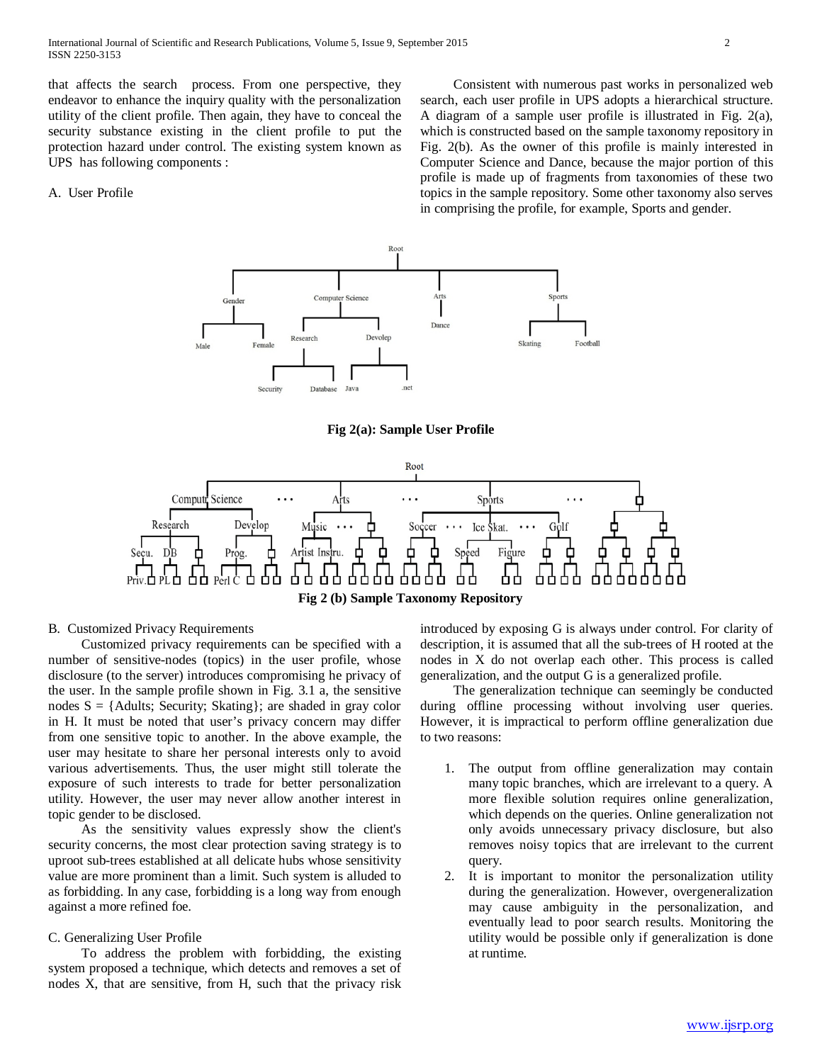that affects the search process. From one perspective, they endeavor to enhance the inquiry quality with the personalization utility of the client profile. Then again, they have to conceal the security substance existing in the client profile to put the protection hazard under control. The existing system known as UPS has following components :

A. User Profile

Consistent with numerous past works in personalized web search, each user profile in UPS adopts a hierarchical structure. A diagram of a sample user profile is illustrated in Fig. 2(a), which is constructed based on the sample taxonomy repository in Fig. 2(b). As the owner of this profile is mainly interested in Computer Science and Dance, because the major portion of this profile is made up of fragments from taxonomies of these two topics in the sample repository. Some other taxonomy also serves in comprising the profile, for example, Sports and gender.

**Fig 2(a): Sample User Profile**

**Fig 2 (b) Sample Taxonomy Repository**

B. Customized Privacy Requirements

Customized privacy requirements can be specified with a number of sensitive-nodes (topics) in the user profile, whose disclosure (to the server) introduces compromising he privacy of the user. In the sample profile shown in Fig. 3.1 a, the sensitive nodes S = {Adults; Security; Skating}; are shaded in gray color in H. It must be noted that user's privacy concern may differ from one sensitive topic to another. In the above example, the user may hesitate to share her personal interests only to avoid various advertisements. Thus, the user might still tolerate the exposure of such interests to trade for better personalization utility. However, the user may never allow another interest in topic gender to be disclosed.

As the sensitivity values expressly show the client's security concerns, the most clear protection saving strategy is to uproot sub-trees established at all delicate hubs whose sensitivity value are more prominent than a limit. Such system is alluded to as forbidding. In any case, forbidding is a long way from enough against a more refined foe.

C. Generalizing User Profile

To address the problem with forbidding, the existing system proposed a technique, which detects and removes a set of nodes X, that are sensitive, from H, such that the privacy risk introduced by exposing G is always under control. For clarity of description, it is assumed that all the sub-trees of H rooted at the nodes in X do not overlap each other. This process is called generalization, and the output G is a generalized profile.

The generalization technique can seemingly be conducted during offline processing without involving user queries. However, it is impractical to perform offline generalization due to two reasons:

1. The output from offline generalization may contain many topic branches, which are irrelevant to a query. A more flexible solution requires online generalization, which depends on the queries. Online generalization not only avoids unnecessary privacy disclosure, but also removes noisy topics that are irrelevant to the current query.
2. It is important to monitor the personalization utility during the generalization. However, overgeneralization may cause ambiguity in the personalization, and eventually lead to poor search results. Monitoring the utility would be possible only if generalization is done at runtime.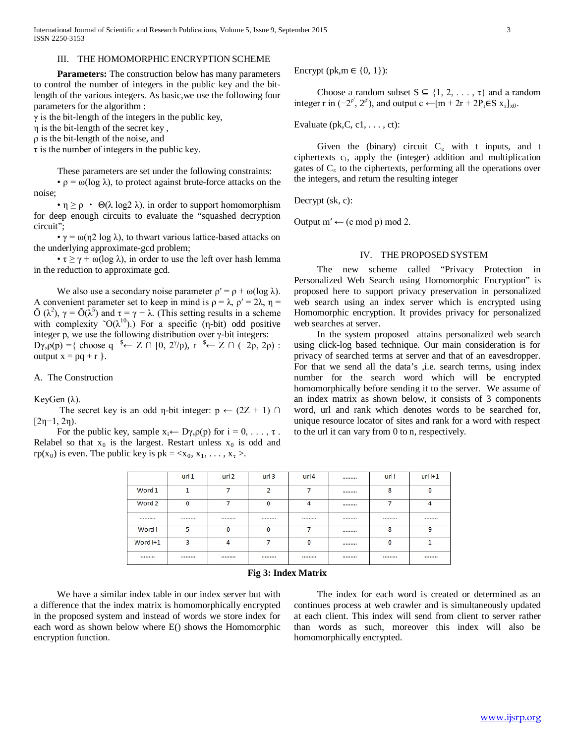## III. THE HOMOMORPHIC ENCRYPTION SCHEME

**Parameters:** The construction below has many parameters to control the number of integers in the public key and the bit-length of the various integers. As basic,we use the following four parameters for the algorithm :

$\gamma$ is the bit-length of the integers in the public key,
$\eta$ is the bit-length of the secret key ,
$\rho$ is the bit-length of the noise, and
$\tau$ is the number of integers in the public key.

These parameters are set under the following constraints:

- $\rho = \omega(\log \lambda)$, to protect against brute-force attacks on the noise;
- $\eta \geq \rho \cdot \Theta(\lambda \log 2 \lambda)$, in order to support homomorphism for deep enough circuits to evaluate the "squashed decryption circuit";
- $\gamma = \omega(\eta 2 \log \lambda)$, to thwart various lattice-based attacks on the underlying approximate-gcd problem;
- $\tau \geq \gamma + \omega(\log \lambda)$, in order to use the left over hash lemma in the reduction to approximate gcd.

We also use a secondary noise parameter $\rho' = \rho + \omega(\log \lambda)$. A convenient parameter set to keep in mind is $\rho = \lambda$, $\rho' = 2\lambda$, $\eta = \tilde{O}(\lambda^2)$, $\gamma = \tilde{O}(\lambda^5)$ and $\tau = \gamma + \lambda$. (This setting results in a scheme with complexity $\tilde{O}(\lambda^{10})$.) For a specific ($\eta$-bit) odd positive integer p, we use the following distribution over $\gamma$-bit integers:
$D\gamma,\rho(p) = \{$ choose $q \overset{\$}{\leftarrow} Z \cap [0, 2^\gamma/p)$, $r \overset{\$}{\leftarrow} Z \cap (-2\rho, 2\rho)$ : output $x = pq + r$ $\}$.

### A. The Construction

KeyGen ($\lambda$).

The secret key is an odd $\eta$-bit integer: $p \leftarrow (2Z + 1) \cap [2\eta-1, 2\eta)$.

For the public key, sample $x_i \leftarrow D\gamma,\rho(p)$ for $i = 0, \ldots, \tau$. Relabel so that $x_0$ is the largest. Restart unless $x_0$ is odd and $rp(x_0)$ is even. The public key is $pk = \langle x_0, x_1, \ldots, x_\tau \rangle$.

Encrypt (pk,m $\in$ {0, 1}):

Choose a random subset $S \subseteq \{1, 2, \ldots, \tau\}$ and a random integer r in $(-2^{\rho'}, 2^{\rho'})$, and output $c \leftarrow [m + 2r + 2P_i \in S\ x_i]_{x0}$.

Evaluate (pk,C, c1, . . . , ct):

Given the (binary) circuit $C_\varepsilon$ with t inputs, and t ciphertexts $c_i$, apply the (integer) addition and multiplication gates of $C_\varepsilon$ to the ciphertexts, performing all the operations over the integers, and return the resulting integer

Decrypt (sk, c):

Output $m' \leftarrow (c \bmod p) \bmod 2$.

## IV. THE PROPOSED SYSTEM

The new scheme called "Privacy Protection in Personalized Web Search using Homomorphic Encryption" is proposed here to support privacy preservation in personalized web search using an index server which is encrypted using Homomorphic encryption. It provides privacy for personalized web searches at server.

In the system proposed attains personalized web search using click-log based technique. Our main consideration is for privacy of searched terms at server and that of an eavesdropper. For that we send all the data's ,i.e. search terms, using index number for the search word which will be encrypted homomorphically before sending it to the server. We assume of an index matrix as shown below, it consists of 3 components word, url and rank which denotes words to be searched for, unique resource locator of sites and rank for a word with respect to the url it can vary from 0 to n, respectively.

| | url 1 | url 2 | url 3 | url 4 | ……… | url i | url i+1 |
|---|---|---|---|---|---|---|---|
| Word 1 | 1 | 7 | 2 | 7 | ……… | 8 | 0 |
| Word 2 | 0 | 7 | 0 | 4 | ……… | 7 | 4 |
| ……… | ……… | ……… | ……… | ……… | ……… | ……… | ……… |
| Word i | 5 | 0 | 0 | 7 | ……… | 8 | 9 |
| Word i+1 | 3 | 4 | 7 | 0 | ……… | 0 | 1 |
| ……… | ……… | ……… | ……… | ……… | ……… | ……… | ……… |

**Fig 3: Index Matrix**

We have a similar index table in our index server but with a difference that the index matrix is homomorphically encrypted in the proposed system and instead of words we store index for each word as shown below where E() shows the Homomorphic encryption function.

The index for each word is created or determined as an continues process at web crawler and is simultaneously updated at each client. This index will send from client to server rather than words as such, moreover this index will also be homomorphically encrypted.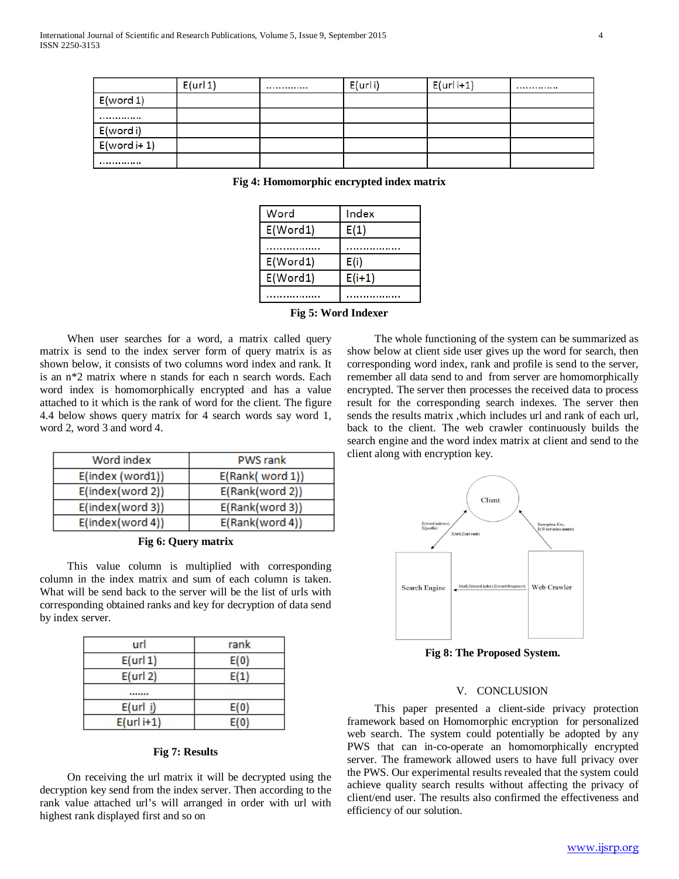|  | E(url 1) | ………… | E(url i) | E(url i+1) | ………… |
|---|---|---|---|---|---|
| E(word 1) |  |  |  |  |  |
| ………… |  |  |  |  |  |
| E(word i) |  |  |  |  |  |
| E(word i+ 1) |  |  |  |  |  |
| ………… |  |  |  |  |  |

**Fig 4: Homomorphic encrypted index matrix**

| Word | Index |
|---|---|
| E(Word1) | E(1) |
| …………… | …………… |
| E(Word1) | E(i) |
| E(Word1) | E(i+1) |
| …………… | …………… |

**Fig 5: Word Indexer**

When user searches for a word, a matrix called query matrix is send to the index server form of query matrix is as shown below, it consists of two columns word index and rank. It is an n*2 matrix where n stands for each n search words. Each word index is homomorphically encrypted and has a value attached to it which is the rank of word for the client. The figure 4.4 below shows query matrix for 4 search words say word 1, word 2, word 3 and word 4.

| Word index | PWS rank |
|---|---|
| E(index (word1)) | E(Rank( word 1)) |
| E(index(word 2)) | E(Rank(word 2)) |
| E(index(word 3)) | E(Rank(word 3)) |
| E(index(word 4)) | E(Rank(word 4)) |

**Fig 6: Query matrix**

This value column is multiplied with corresponding column in the index matrix and sum of each column is taken. What will be send back to the server will be the list of urls with corresponding obtained ranks and key for decryption of data send by index server.

| url | rank |
|---|---|
| E(url 1) | E(0) |
| E(url 2) | E(1) |
| ……. |  |
| E(url i) | E(0) |
| E(url i+1) | E(0) |

**Fig 7: Results**

On receiving the url matrix it will be decrypted using the decryption key send from the index server. Then according to the rank value attached url's will arranged in order with url with highest rank displayed first and so on

The whole functioning of the system can be summarized as show below at client side user gives up the word for search, then corresponding word index, rank and profile is send to the server, remember all data send to and from server are homomorphically encrypted. The server then processes the received data to process result for the corresponding search indexes. The server then sends the results matrix ,which includes url and rank of each url, back to the client. The web crawler continuously builds the search engine and the word index matrix at client and send to the client along with encryption key.

**Fig 8: The Proposed System.**

## V. CONCLUSION

This paper presented a client-side privacy protection framework based on Homomorphic encryption for personalized web search. The system could potentially be adopted by any PWS that can in-co-operate an homomorphically encrypted server. The framework allowed users to have full privacy over the PWS. Our experimental results revealed that the system could achieve quality search results without affecting the privacy of client/end user. The results also confirmed the effectiveness and efficiency of our solution.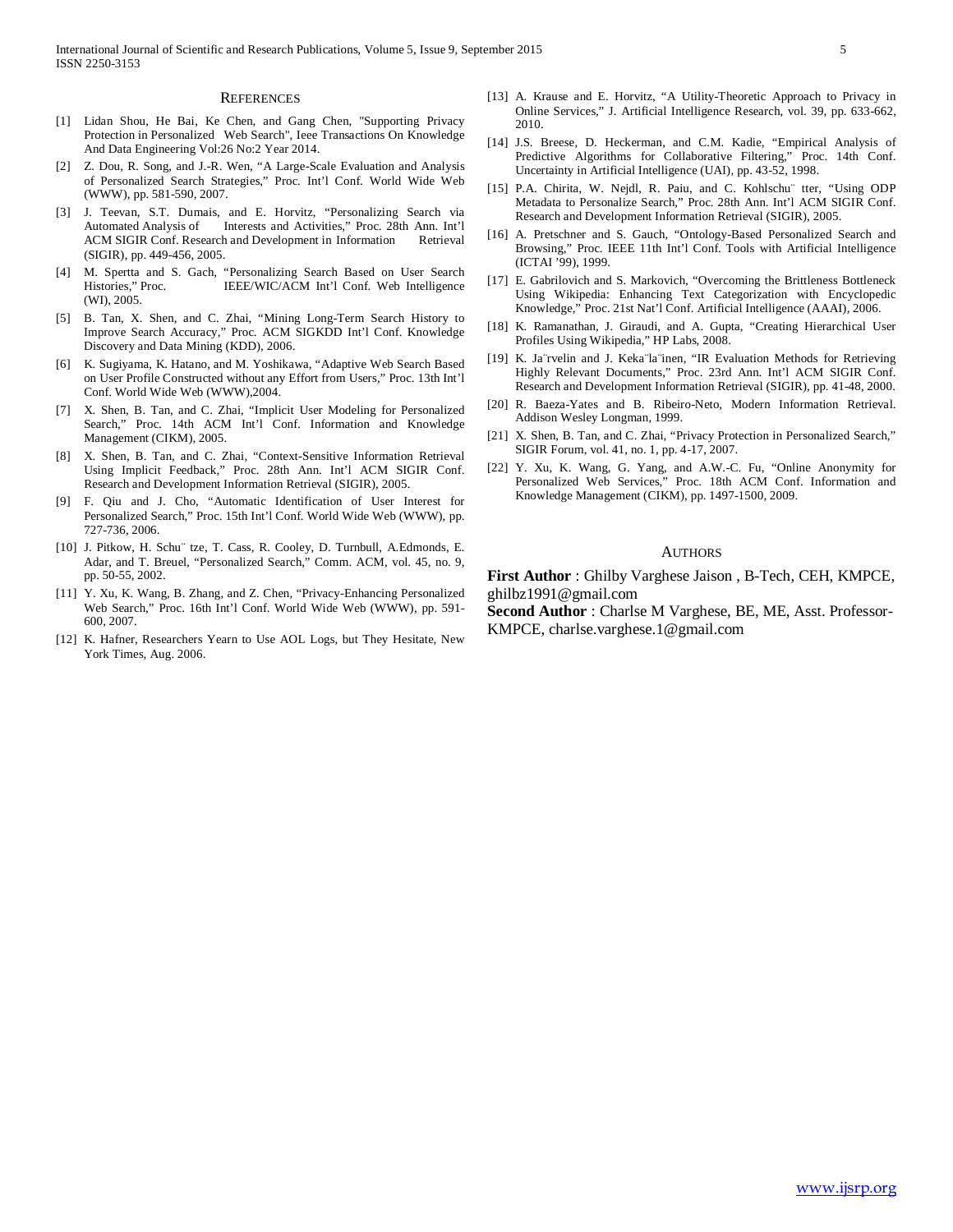## REFERENCES

[1] Lidan Shou, He Bai, Ke Chen, and Gang Chen, "Supporting Privacy Protection in Personalized Web Search", Ieee Transactions On Knowledge And Data Engineering Vol:26 No:2 Year 2014.

[2] Z. Dou, R. Song, and J.-R. Wen, "A Large-Scale Evaluation and Analysis of Personalized Search Strategies," Proc. Int'l Conf. World Wide Web (WWW), pp. 581-590, 2007.

[3] J. Teevan, S.T. Dumais, and E. Horvitz, "Personalizing Search via Automated Analysis of Interests and Activities," Proc. 28th Ann. Int'l ACM SIGIR Conf. Research and Development in Information Retrieval (SIGIR), pp. 449-456, 2005.

[4] M. Spertta and S. Gach, "Personalizing Search Based on User Search Histories," Proc. IEEE/WIC/ACM Int'l Conf. Web Intelligence (WI), 2005.

[5] B. Tan, X. Shen, and C. Zhai, "Mining Long-Term Search History to Improve Search Accuracy," Proc. ACM SIGKDD Int'l Conf. Knowledge Discovery and Data Mining (KDD), 2006.

[6] K. Sugiyama, K. Hatano, and M. Yoshikawa, "Adaptive Web Search Based on User Profile Constructed without any Effort from Users," Proc. 13th Int'l Conf. World Wide Web (WWW),2004.

[7] X. Shen, B. Tan, and C. Zhai, "Implicit User Modeling for Personalized Search," Proc. 14th ACM Int'l Conf. Information and Knowledge Management (CIKM), 2005.

[8] X. Shen, B. Tan, and C. Zhai, "Context-Sensitive Information Retrieval Using Implicit Feedback," Proc. 28th Ann. Int'l ACM SIGIR Conf. Research and Development Information Retrieval (SIGIR), 2005.

[9] F. Qiu and J. Cho, "Automatic Identification of User Interest for Personalized Search," Proc. 15th Int'l Conf. World Wide Web (WWW), pp. 727-736, 2006.

[10] J. Pitkow, H. Schu¨ tze, T. Cass, R. Cooley, D. Turnbull, A.Edmonds, E. Adar, and T. Breuel, "Personalized Search," Comm. ACM, vol. 45, no. 9, pp. 50-55, 2002.

[11] Y. Xu, K. Wang, B. Zhang, and Z. Chen, "Privacy-Enhancing Personalized Web Search," Proc. 16th Int'l Conf. World Wide Web (WWW), pp. 591-600, 2007.

[12] K. Hafner, Researchers Yearn to Use AOL Logs, but They Hesitate, New York Times, Aug. 2006.

[13] A. Krause and E. Horvitz, "A Utility-Theoretic Approach to Privacy in Online Services," J. Artificial Intelligence Research, vol. 39, pp. 633-662, 2010.

[14] J.S. Breese, D. Heckerman, and C.M. Kadie, "Empirical Analysis of Predictive Algorithms for Collaborative Filtering," Proc. 14th Conf. Uncertainty in Artificial Intelligence (UAI), pp. 43-52, 1998.

[15] P.A. Chirita, W. Nejdl, R. Paiu, and C. Kohlschu¨ tter, "Using ODP Metadata to Personalize Search," Proc. 28th Ann. Int'l ACM SIGIR Conf. Research and Development Information Retrieval (SIGIR), 2005.

[16] A. Pretschner and S. Gauch, "Ontology-Based Personalized Search and Browsing," Proc. IEEE 11th Int'l Conf. Tools with Artificial Intelligence (ICTAI '99), 1999.

[17] E. Gabrilovich and S. Markovich, "Overcoming the Brittleness Bottleneck Using Wikipedia: Enhancing Text Categorization with Encyclopedic Knowledge," Proc. 21st Nat'l Conf. Artificial Intelligence (AAAI), 2006.

[18] K. Ramanathan, J. Giraudi, and A. Gupta, "Creating Hierarchical User Profiles Using Wikipedia," HP Labs, 2008.

[19] K. Ja¨rvelin and J. Keka¨la¨inen, "IR Evaluation Methods for Retrieving Highly Relevant Documents," Proc. 23rd Ann. Int'l ACM SIGIR Conf. Research and Development Information Retrieval (SIGIR), pp. 41-48, 2000.

[20] R. Baeza-Yates and B. Ribeiro-Neto, Modern Information Retrieval. Addison Wesley Longman, 1999.

[21] X. Shen, B. Tan, and C. Zhai, "Privacy Protection in Personalized Search," SIGIR Forum, vol. 41, no. 1, pp. 4-17, 2007.

[22] Y. Xu, K. Wang, G. Yang, and A.W.-C. Fu, "Online Anonymity for Personalized Web Services," Proc. 18th ACM Conf. Information and Knowledge Management (CIKM), pp. 1497-1500, 2009.

## AUTHORS

**First Author** : Ghilby Varghese Jaison , B-Tech, CEH, KMPCE, ghilbz1991@gmail.com

**Second Author** : Charlse M Varghese, BE, ME, Asst. Professor-KMPCE, charlse.varghese.1@gmail.com